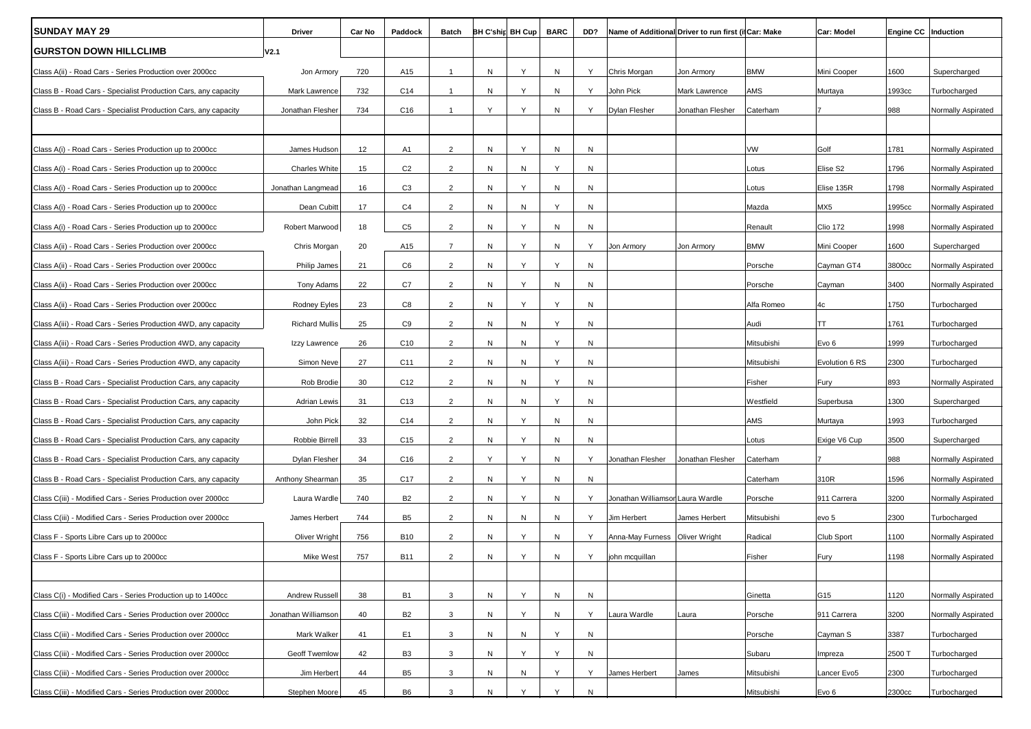| SUNDAY MAY 29 | Driver | Car No | Paddock | Batch | BH C'ship | BH Cup | BARC | DD? | Name of Additional Driver to run first (if | | Car: Make | Car: Model | Engine CC | Induction |
|---|---|---|---|---|---|---|---|---|---|---|---|---|---|---|
| GURSTON DOWN HILLCLIMB | V2.1 | | | | | | | | | | | | | |
| Class A(ii) - Road Cars - Series Production over 2000cc | Jon Armory | 720 | A15 | 1 | N | Y | N | Y | Chris Morgan | Jon Armory | BMW | Mini Cooper | 1600 | Supercharged |
| Class B - Road Cars - Specialist Production Cars, any capacity | Mark Lawrence | 732 | C14 | 1 | N | Y | N | Y | John Pick | Mark Lawrence | AMS | Murtaya | 1993cc | Turbocharged |
| Class B - Road Cars - Specialist Production Cars, any capacity | Jonathan Flesher | 734 | C16 | 1 | Y | Y | N | Y | Dylan Flesher | Jonathan Flesher | Caterham | 7 | 988 | Normally Aspirated |
| | | | | | | | | | | | | | | |
| Class A(i) - Road Cars - Series Production up to 2000cc | James Hudson | 12 | A1 | 2 | N | Y | N | N | | | VW | Golf | 1781 | Normally Aspirated |
| Class A(i) - Road Cars - Series Production up to 2000cc | Charles White | 15 | C2 | 2 | N | N | Y | N | | | Lotus | Elise S2 | 1796 | Normally Aspirated |
| Class A(i) - Road Cars - Series Production up to 2000cc | Jonathan Langmead | 16 | C3 | 2 | N | Y | N | N | | | Lotus | Elise 135R | 1798 | Normally Aspirated |
| Class A(i) - Road Cars - Series Production up to 2000cc | Dean Cubitt | 17 | C4 | 2 | N | N | Y | N | | | Mazda | MX5 | 1995cc | Normally Aspirated |
| Class A(i) - Road Cars - Series Production up to 2000cc | Robert Marwood | 18 | C5 | 2 | N | Y | N | N | | | Renault | Clio 172 | 1998 | Normally Aspirated |
| Class A(ii) - Road Cars - Series Production over 2000cc | Chris Morgan | 20 | A15 | 7 | N | Y | N | Y | Jon Armory | Jon Armory | BMW | Mini Cooper | 1600 | Supercharged |
| Class A(ii) - Road Cars - Series Production over 2000cc | Philip James | 21 | C6 | 2 | N | Y | Y | N | | | Porsche | Cayman GT4 | 3800cc | Normally Aspirated |
| Class A(ii) - Road Cars - Series Production over 2000cc | Tony Adams | 22 | C7 | 2 | N | Y | N | N | | | Porsche | Cayman | 3400 | Normally Aspirated |
| Class A(ii) - Road Cars - Series Production over 2000cc | Rodney Eyles | 23 | C8 | 2 | N | Y | Y | N | | | Alfa Romeo | 4c | 1750 | Turbocharged |
| Class A(iii) - Road Cars - Series Production 4WD, any capacity | Richard Mullis | 25 | C9 | 2 | N | N | Y | N | | | Audi | TT | 1761 | Turbocharged |
| Class A(iii) - Road Cars - Series Production 4WD, any capacity | Izzy Lawrence | 26 | C10 | 2 | N | N | Y | N | | | Mitsubishi | Evo 6 | 1999 | Turbocharged |
| Class A(iii) - Road Cars - Series Production 4WD, any capacity | Simon Neve | 27 | C11 | 2 | N | N | Y | N | | | Mitsubishi | Evolution 6 RS | 2300 | Turbocharged |
| Class B - Road Cars - Specialist Production Cars, any capacity | Rob Brodie | 30 | C12 | 2 | N | N | Y | N | | | Fisher | Fury | 893 | Normally Aspirated |
| Class B - Road Cars - Specialist Production Cars, any capacity | Adrian Lewis | 31 | C13 | 2 | N | N | Y | N | | | Westfield | Superbusa | 1300 | Supercharged |
| Class B - Road Cars - Specialist Production Cars, any capacity | John Pick | 32 | C14 | 2 | N | Y | N | N | | | AMS | Murtaya | 1993 | Turbocharged |
| Class B - Road Cars - Specialist Production Cars, any capacity | Robbie Birrell | 33 | C15 | 2 | N | Y | N | N | | | Lotus | Exige V6 Cup | 3500 | Supercharged |
| Class B - Road Cars - Specialist Production Cars, any capacity | Dylan Flesher | 34 | C16 | 2 | Y | Y | N | Y | Jonathan Flesher | Jonathan Flesher | Caterham | 7 | 988 | Normally Aspirated |
| Class B - Road Cars - Specialist Production Cars, any capacity | Anthony Shearman | 35 | C17 | 2 | N | Y | N | N | | | Caterham | 310R | 1596 | Normally Aspirated |
| Class C(iii) - Modified Cars - Series Production over 2000cc | Laura Wardle | 740 | B2 | 2 | N | Y | N | Y | Jonathan Williamson | Laura Wardle | Porsche | 911 Carrera | 3200 | Normally Aspirated |
| Class C(iii) - Modified Cars - Series Production over 2000cc | James Herbert | 744 | B5 | 2 | N | N | N | Y | Jim Herbert | James Herbert | Mitsubishi | evo 5 | 2300 | Turbocharged |
| Class F - Sports Libre Cars up to 2000cc | Oliver Wright | 756 | B10 | 2 | N | Y | N | Y | Anna-May Furness | Oliver Wright | Radical | Club Sport | 1100 | Normally Aspirated |
| Class F - Sports Libre Cars up to 2000cc | Mike West | 757 | B11 | 2 | N | Y | N | Y | john mcquillan | | Fisher | Fury | 1198 | Normally Aspirated |
| | | | | | | | | | | | | | | |
| Class C(i) - Modified Cars - Series Production up to 1400cc | Andrew Russell | 38 | B1 | 3 | N | Y | N | N | | | Ginetta | G15 | 1120 | Normally Aspirated |
| Class C(iii) - Modified Cars - Series Production over 2000cc | Jonathan Williamson | 40 | B2 | 3 | N | Y | N | Y | Laura Wardle | Laura | Porsche | 911 Carrera | 3200 | Normally Aspirated |
| Class C(iii) - Modified Cars - Series Production over 2000cc | Mark Walker | 41 | E1 | 3 | N | N | Y | N | | | Porsche | Cayman S | 3387 | Turbocharged |
| Class C(iii) - Modified Cars - Series Production over 2000cc | Geoff Twemlow | 42 | B3 | 3 | N | Y | Y | N | | | Subaru | Impreza | 2500 T | Turbocharged |
| Class C(iii) - Modified Cars - Series Production over 2000cc | Jim Herbert | 44 | B5 | 3 | N | N | Y | Y | James Herbert | James | Mitsubishi | Lancer Evo5 | 2300 | Turbocharged |
| Class C(iii) - Modified Cars - Series Production over 2000cc | Stephen Moore | 45 | B6 | 3 | N | Y | Y | N | | | Mitsubishi | Evo 6 | 2300cc | Turbocharged |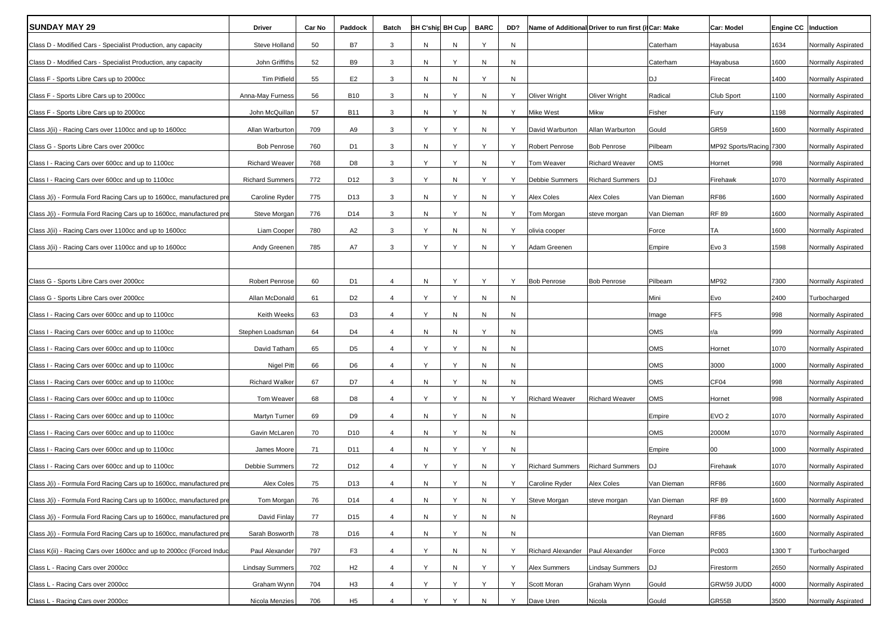| SUNDAY MAY 29 | Driver | Car No | Paddock | Batch | BH C'ship | BH Cup | BARC | DD? | Name of Additional Driver to run first (if | | Car: Make | Car: Model | Engine CC | Induction |
|---|---|---|---|---|---|---|---|---|---|---|---|---|---|---|
| Class D - Modified Cars - Specialist Production, any capacity | Steve Holland | 50 | B7 | 3 | N | N | Y | N | | | Caterham | Hayabusa | 1634 | Normally Aspirated |
| Class D - Modified Cars - Specialist Production, any capacity | John Griffiths | 52 | B9 | 3 | N | Y | N | N | | | Caterham | Hayabusa | 1600 | Normally Aspirated |
| Class F - Sports Libre Cars up to 2000cc | Tim Pitfield | 55 | E2 | 3 | N | N | Y | N | | | DJ | Firecat | 1400 | Normally Aspirated |
| Class F - Sports Libre Cars up to 2000cc | Anna-May Furness | 56 | B10 | 3 | N | Y | N | Y | Oliver Wright | Oliver Wright | Radical | Club Sport | 1100 | Normally Aspirated |
| Class F - Sports Libre Cars up to 2000cc | John McQuillan | 57 | B11 | 3 | N | Y | N | Y | Mike West | Mikw | Fisher | Fury | 1198 | Normally Aspirated |
| Class J(ii) - Racing Cars over 1100cc and up to 1600cc | Allan Warburton | 709 | A9 | 3 | Y | Y | N | Y | David Warburton | Allan Warburton | Gould | GR59 | 1600 | Normally Aspirated |
| Class G - Sports Libre Cars over 2000cc | Bob Penrose | 760 | D1 | 3 | N | Y | Y | Y | Robert Penrose | Bob Penrose | Pilbeam | MP92 Sports/Racing | 7300 | Normally Aspirated |
| Class I - Racing Cars over 600cc and up to 1100cc | Richard Weaver | 768 | D8 | 3 | Y | Y | N | Y | Tom Weaver | Richard Weaver | OMS | Hornet | 998 | Normally Aspirated |
| Class I - Racing Cars over 600cc and up to 1100cc | Richard Summers | 772 | D12 | 3 | Y | N | Y | Y | Debbie Summers | Richard Summers | DJ | Firehawk | 1070 | Normally Aspirated |
| Class J(i) - Formula Ford Racing Cars up to 1600cc, manufactured pre | Caroline Ryder | 775 | D13 | 3 | N | Y | N | Y | Alex Coles | Alex Coles | Van Dieman | RF86 | 1600 | Normally Aspirated |
| Class J(i) - Formula Ford Racing Cars up to 1600cc, manufactured pre | Steve Morgan | 776 | D14 | 3 | N | Y | N | Y | Tom Morgan | steve morgan | Van Dieman | RF 89 | 1600 | Normally Aspirated |
| Class J(ii) - Racing Cars over 1100cc and up to 1600cc | Liam Cooper | 780 | A2 | 3 | Y | N | N | Y | olivia cooper | | Force | TA | 1600 | Normally Aspirated |
| Class J(ii) - Racing Cars over 1100cc and up to 1600cc | Andy Greenen | 785 | A7 | 3 | Y | Y | N | Y | Adam Greenen | | Empire | Evo 3 | 1598 | Normally Aspirated |
| | | | | | | | | | | | | | | |
| Class G - Sports Libre Cars over 2000cc | Robert Penrose | 60 | D1 | 4 | N | Y | Y | Y | Bob Penrose | Bob Penrose | Pilbeam | MP92 | 7300 | Normally Aspirated |
| Class G - Sports Libre Cars over 2000cc | Allan McDonald | 61 | D2 | 4 | Y | Y | N | N | | | Mini | Evo | 2400 | Turbocharged |
| Class I - Racing Cars over 600cc and up to 1100cc | Keith Weeks | 63 | D3 | 4 | Y | N | N | N | | | Image | FF5 | 998 | Normally Aspirated |
| Class I - Racing Cars over 600cc and up to 1100cc | Stephen Loadsman | 64 | D4 | 4 | N | N | Y | N | | | OMS | r/a | 999 | Normally Aspirated |
| Class I - Racing Cars over 600cc and up to 1100cc | David Tatham | 65 | D5 | 4 | Y | Y | N | N | | | OMS | Hornet | 1070 | Normally Aspirated |
| Class I - Racing Cars over 600cc and up to 1100cc | Nigel Pitt | 66 | D6 | 4 | Y | Y | N | N | | | OMS | 3000 | 1000 | Normally Aspirated |
| Class I - Racing Cars over 600cc and up to 1100cc | Richard Walker | 67 | D7 | 4 | N | Y | N | N | | | OMS | CF04 | 998 | Normally Aspirated |
| Class I - Racing Cars over 600cc and up to 1100cc | Tom Weaver | 68 | D8 | 4 | Y | Y | N | Y | Richard Weaver | Richard Weaver | OMS | Hornet | 998 | Normally Aspirated |
| Class I - Racing Cars over 600cc and up to 1100cc | Martyn Turner | 69 | D9 | 4 | N | Y | N | N | | | Empire | EVO 2 | 1070 | Normally Aspirated |
| Class I - Racing Cars over 600cc and up to 1100cc | Gavin McLaren | 70 | D10 | 4 | N | Y | N | N | | | OMS | 2000M | 1070 | Normally Aspirated |
| Class I - Racing Cars over 600cc and up to 1100cc | James Moore | 71 | D11 | 4 | N | Y | Y | N | | | Empire | 00 | 1000 | Normally Aspirated |
| Class I - Racing Cars over 600cc and up to 1100cc | Debbie Summers | 72 | D12 | 4 | Y | Y | N | Y | Richard Summers | Richard Summers | DJ | Firehawk | 1070 | Normally Aspirated |
| Class J(i) - Formula Ford Racing Cars up to 1600cc, manufactured pre | Alex Coles | 75 | D13 | 4 | N | Y | N | Y | Caroline Ryder | Alex Coles | Van Dieman | RF86 | 1600 | Normally Aspirated |
| Class J(i) - Formula Ford Racing Cars up to 1600cc, manufactured pre | Tom Morgan | 76 | D14 | 4 | N | Y | N | Y | Steve Morgan | steve morgan | Van Dieman | RF 89 | 1600 | Normally Aspirated |
| Class J(i) - Formula Ford Racing Cars up to 1600cc, manufactured pre | David Finlay | 77 | D15 | 4 | N | Y | N | N | | | Reynard | FF86 | 1600 | Normally Aspirated |
| Class J(i) - Formula Ford Racing Cars up to 1600cc, manufactured pre | Sarah Bosworth | 78 | D16 | 4 | N | Y | N | N | | | Van Dieman | RF85 | 1600 | Normally Aspirated |
| Class K(ii) - Racing Cars over 1600cc and up to 2000cc (Forced Induc | Paul Alexander | 797 | F3 | 4 | Y | N | N | Y | Richard Alexander | Paul Alexander | Force | Pc003 | 1300 T | Turbocharged |
| Class L - Racing Cars over 2000cc | Lindsay Summers | 702 | H2 | 4 | Y | N | Y | Y | Alex Summers | Lindsay Summers | DJ | Firestorm | 2650 | Normally Aspirated |
| Class L - Racing Cars over 2000cc | Graham Wynn | 704 | H3 | 4 | Y | Y | Y | Y | Scott Moran | Graham Wynn | Gould | GRW59 JUDD | 4000 | Normally Aspirated |
| Class L - Racing Cars over 2000cc | Nicola Menzies | 706 | H5 | 4 | Y | Y | N | Y | Dave Uren | Nicola | Gould | GR55B | 3500 | Normally Aspirated |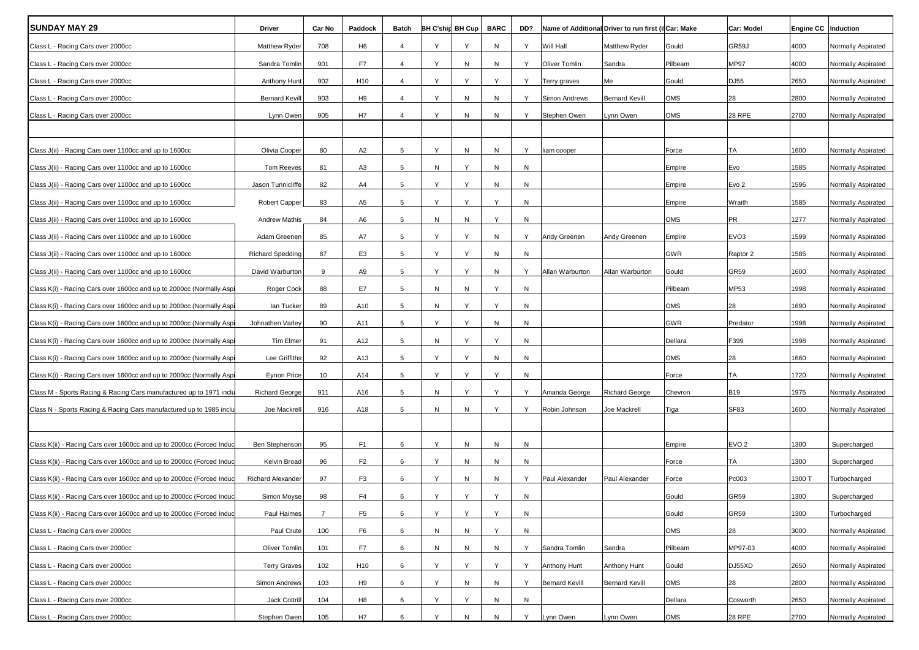| SUNDAY MAY 29 | Driver | Car No | Paddock | Batch | BH C'ship | BH Cup | BARC | DD? | Name of Additional Driver to run first (if | Car: Make | Car: Model | Engine CC | Induction |
|---|---|---|---|---|---|---|---|---|---|---|---|---|---|
| Class L - Racing Cars over 2000cc | Matthew Ryder | 708 | H6 | 4 | Y | Y | N | Y | Will Hall | Matthew Ryder | Gould | GR59J | 4000 | Normally Aspirated |
| Class L - Racing Cars over 2000cc | Sandra Tomlin | 901 | F7 | 4 | Y | N | N | Y | Oliver Tomlin | Sandra | Pilbeam | MP97 | 4000 | Normally Aspirated |
| Class L - Racing Cars over 2000cc | Anthony Hunt | 902 | H10 | 4 | Y | Y | Y | Y | Terry graves | Me | Gould | DJ55 | 2650 | Normally Aspirated |
| Class L - Racing Cars over 2000cc | Bernard Kevill | 903 | H9 | 4 | Y | N | N | Y | Simon Andrews | Bernard Kevill | OMS | 28 | 2800 | Normally Aspirated |
| Class L - Racing Cars over 2000cc | Lynn Owen | 905 | H7 | 4 | Y | N | N | Y | Stephen Owen | Lynn Owen | OMS | 28 RPE | 2700 | Normally Aspirated |
| | | | | | | | | | | | | | | |
| Class J(ii) - Racing Cars over 1100cc and up to 1600cc | Olivia Cooper | 80 | A2 | 5 | Y | N | N | Y | liam cooper | | Force | TA | 1600 | Normally Aspirated |
| Class J(ii) - Racing Cars over 1100cc and up to 1600cc | Tom Reeves | 81 | A3 | 5 | N | Y | N | N | | | Empire | Evo | 1585 | Normally Aspirated |
| Class J(ii) - Racing Cars over 1100cc and up to 1600cc | Jason Tunnicliffe | 82 | A4 | 5 | Y | Y | N | N | | | Empire | Evo 2 | 1596 | Normally Aspirated |
| Class J(ii) - Racing Cars over 1100cc and up to 1600cc | Robert Capper | 83 | A5 | 5 | Y | Y | Y | N | | | Empire | Wraith | 1585 | Normally Aspirated |
| Class J(ii) - Racing Cars over 1100cc and up to 1600cc | Andrew Mathis | 84 | A6 | 5 | N | N | Y | N | | | OMS | PR | 1277 | Normally Aspirated |
| Class J(ii) - Racing Cars over 1100cc and up to 1600cc | Adam Greenen | 85 | A7 | 5 | Y | Y | N | Y | Andy Greenen | Andy Greenen | Empire | EVO3 | 1599 | Normally Aspirated |
| Class J(ii) - Racing Cars over 1100cc and up to 1600cc | Richard Spedding | 87 | E3 | 5 | Y | Y | N | N | | | GWR | Raptor 2 | 1585 | Normally Aspirated |
| Class J(ii) - Racing Cars over 1100cc and up to 1600cc | David Warburton | 9 | A9 | 5 | Y | Y | N | Y | Allan Warburton | Allan Warburton | Gould | GR59 | 1600 | Normally Aspirated |
| Class K(i) - Racing Cars over 1600cc and up to 2000cc (Normally Aspi | Roger Cock | 88 | E7 | 5 | N | N | Y | N | | | Pilbeam | MP53 | 1998 | Normally Aspirated |
| Class K(i) - Racing Cars over 1600cc and up to 2000cc (Normally Aspi | Ian Tucker | 89 | A10 | 5 | N | Y | Y | N | | | OMS | 28 | 1690 | Normally Aspirated |
| Class K(i) - Racing Cars over 1600cc and up to 2000cc (Normally Aspi | Johnathen Varley | 90 | A11 | 5 | Y | Y | N | N | | | GWR | Predator | 1998 | Normally Aspirated |
| Class K(i) - Racing Cars over 1600cc and up to 2000cc (Normally Aspi | Tim Elmer | 91 | A12 | 5 | N | Y | Y | N | | | Dellara | F399 | 1998 | Normally Aspirated |
| Class K(i) - Racing Cars over 1600cc and up to 2000cc (Normally Aspi | Lee Griffiths | 92 | A13 | 5 | Y | Y | N | N | | | OMS | 28 | 1660 | Normally Aspirated |
| Class K(i) - Racing Cars over 1600cc and up to 2000cc (Normally Aspi | Eynon Price | 10 | A14 | 5 | Y | Y | Y | N | | | Force | TA | 1720 | Normally Aspirated |
| Class M - Sports Racing & Racing Cars manufactured up to 1971 inclu | Richard George | 911 | A16 | 5 | N | Y | Y | Y | Amanda George | Richard George | Chevron | B19 | 1975 | Normally Aspirated |
| Class N - Sports Racing & Racing Cars manufactured up to 1985 inclu | Joe Mackrell | 916 | A18 | 5 | N | N | Y | Y | Robin Johnson | Joe Mackrell | Tiga | SF83 | 1600 | Normally Aspirated |
| | | | | | | | | | | | | | | |
| Class K(ii) - Racing Cars over 1600cc and up to 2000cc (Forced Induc | Ben Stephenson | 95 | F1 | 6 | Y | N | N | N | | | Empire | EVO 2 | 1300 | Supercharged |
| Class K(ii) - Racing Cars over 1600cc and up to 2000cc (Forced Induc | Kelvin Broad | 96 | F2 | 6 | Y | N | N | N | | | Force | TA | 1300 | Supercharged |
| Class K(ii) - Racing Cars over 1600cc and up to 2000cc (Forced Induc | Richard Alexander | 97 | F3 | 6 | Y | N | N | Y | Paul Alexander | Paul Alexander | Force | Pc003 | 1300 T | Turbocharged |
| Class K(ii) - Racing Cars over 1600cc and up to 2000cc (Forced Induc | Simon Moyse | 98 | F4 | 6 | Y | Y | Y | N | | | Gould | GR59 | 1300 | Supercharged |
| Class K(ii) - Racing Cars over 1600cc and up to 2000cc (Forced Induc | Paul Haimes | 7 | F5 | 6 | Y | Y | Y | N | | | Gould | GR59 | 1300 | Turbocharged |
| Class L - Racing Cars over 2000cc | Paul Crute | 100 | F6 | 6 | N | N | Y | N | | | OMS | 28 | 3000 | Normally Aspirated |
| Class L - Racing Cars over 2000cc | Oliver Tomlin | 101 | F7 | 6 | N | N | N | Y | Sandra Tomlin | Sandra | Pilbeam | MP97-03 | 4000 | Normally Aspirated |
| Class L - Racing Cars over 2000cc | Terry Graves | 102 | H10 | 6 | Y | Y | Y | Y | Anthony Hunt | Anthony Hunt | Gould | DJ55XD | 2650 | Normally Aspirated |
| Class L - Racing Cars over 2000cc | Simon Andrews | 103 | H9 | 6 | Y | N | N | Y | Bernard Kevill | Bernard Kevill | OMS | 28 | 2800 | Normally Aspirated |
| Class L - Racing Cars over 2000cc | Jack Cottrill | 104 | H8 | 6 | Y | Y | N | N | | | Dellara | Cosworth | 2650 | Normally Aspirated |
| Class L - Racing Cars over 2000cc | Stephen Owen | 105 | H7 | 6 | Y | N | N | Y | Lynn Owen | Lynn Owen | OMS | 28 RPE | 2700 | Normally Aspirated |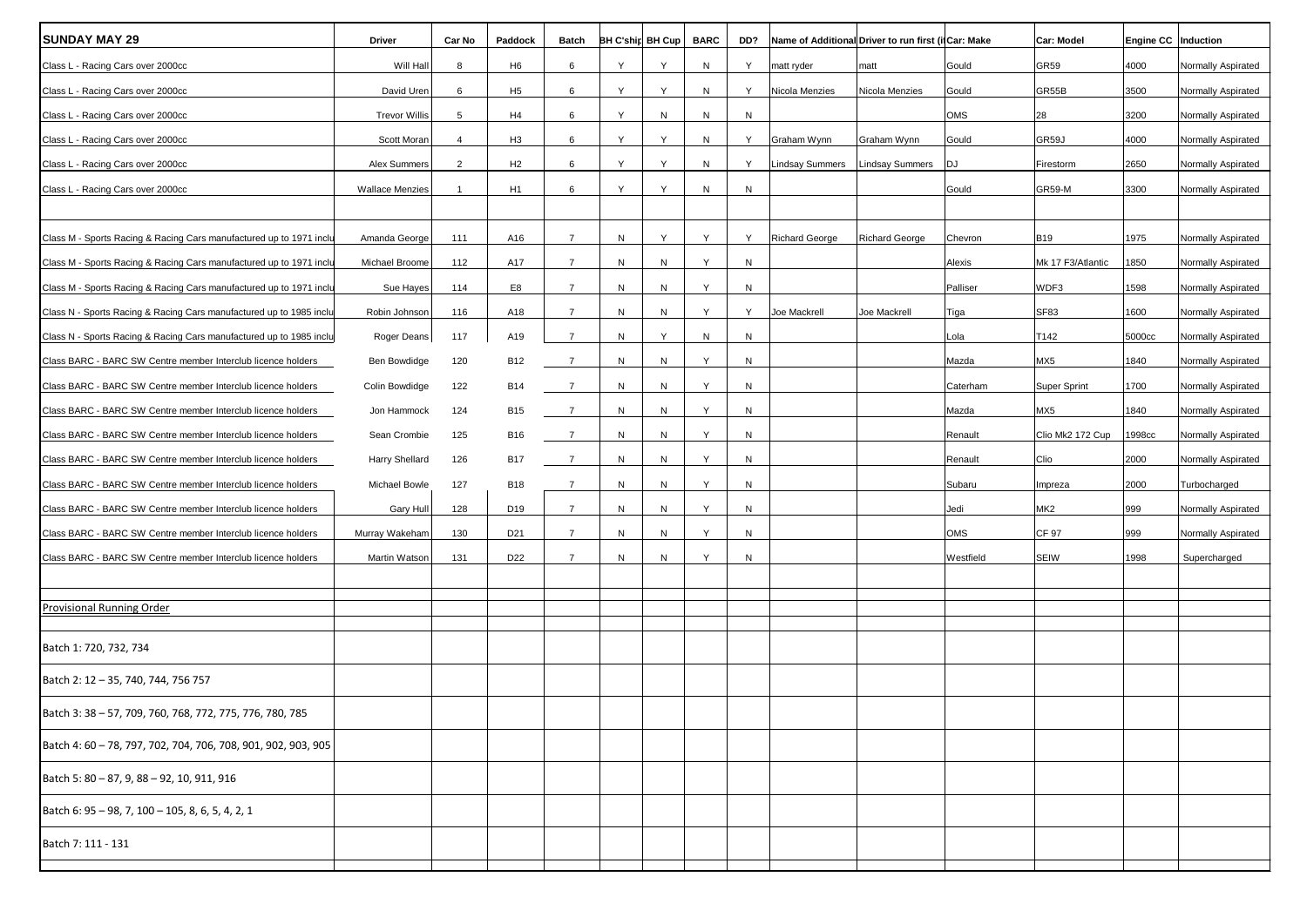| SUNDAY MAY 29 | Driver | Car No | Paddock | Batch | BH C'ship | BH Cup | BARC | DD? | Name of Additional | Driver to run first (i | Car: Make | Car: Model | Engine CC | Induction |
|---|---|---|---|---|---|---|---|---|---|---|---|---|---|---|
| Class L - Racing Cars over 2000cc | Will Hall | 8 | H6 | 6 | Y | Y | N | Y | matt ryder | matt | Gould | GR59 | 4000 | Normally Aspirated |
| Class L - Racing Cars over 2000cc | David Uren | 6 | H5 | 6 | Y | Y | N | Y | Nicola Menzies | Nicola Menzies | Gould | GR55B | 3500 | Normally Aspirated |
| Class L - Racing Cars over 2000cc | Trevor Willis | 5 | H4 | 6 | Y | N | N | N | | | OMS | 28 | 3200 | Normally Aspirated |
| Class L - Racing Cars over 2000cc | Scott Moran | 4 | H3 | 6 | Y | Y | N | Y | Graham Wynn | Graham Wynn | Gould | GR59J | 4000 | Normally Aspirated |
| Class L - Racing Cars over 2000cc | Alex Summers | 2 | H2 | 6 | Y | Y | N | Y | Lindsay Summers | Lindsay Summers | DJ | Firestorm | 2650 | Normally Aspirated |
| Class L - Racing Cars over 2000cc | Wallace Menzies | 1 | H1 | 6 | Y | Y | N | N | | | Gould | GR59-M | 3300 | Normally Aspirated |
| | | | | | | | | | | | | | | |
| Class M - Sports Racing & Racing Cars manufactured up to 1971 inclu | Amanda George | 111 | A16 | 7 | N | Y | Y | Y | Richard George | Richard George | Chevron | B19 | 1975 | Normally Aspirated |
| Class M - Sports Racing & Racing Cars manufactured up to 1971 inclu | Michael Broome | 112 | A17 | 7 | N | N | Y | N | | | Alexis | Mk 17 F3/Atlantic | 1850 | Normally Aspirated |
| Class M - Sports Racing & Racing Cars manufactured up to 1971 inclu | Sue Hayes | 114 | E8 | 7 | N | N | Y | N | | | Palliser | WDF3 | 1598 | Normally Aspirated |
| Class N - Sports Racing & Racing Cars manufactured up to 1985 inclu | Robin Johnson | 116 | A18 | 7 | N | N | Y | Y | Joe Mackrell | Joe Mackrell | Tiga | SF83 | 1600 | Normally Aspirated |
| Class N - Sports Racing & Racing Cars manufactured up to 1985 inclu | Roger Deans | 117 | A19 | 7 | N | Y | N | N | | | Lola | T142 | 5000cc | Normally Aspirated |
| Class BARC - BARC SW Centre member Interclub licence holders | Ben Bowdidge | 120 | B12 | 7 | N | N | Y | N | | | Mazda | MX5 | 1840 | Normally Aspirated |
| Class BARC - BARC SW Centre member Interclub licence holders | Colin Bowdidge | 122 | B14 | 7 | N | N | Y | N | | | Caterham | Super Sprint | 1700 | Normally Aspirated |
| Class BARC - BARC SW Centre member Interclub licence holders | Jon Hammock | 124 | B15 | 7 | N | N | Y | N | | | Mazda | MX5 | 1840 | Normally Aspirated |
| Class BARC - BARC SW Centre member Interclub licence holders | Sean Crombie | 125 | B16 | 7 | N | N | Y | N | | | Renault | Clio Mk2 172 Cup | 1998cc | Normally Aspirated |
| Class BARC - BARC SW Centre member Interclub licence holders | Harry Shellard | 126 | B17 | 7 | N | N | Y | N | | | Renault | Clio | 2000 | Normally Aspirated |
| Class BARC - BARC SW Centre member Interclub licence holders | Michael Bowle | 127 | B18 | 7 | N | N | Y | N | | | Subaru | Impreza | 2000 | Turbocharged |
| Class BARC - BARC SW Centre member Interclub licence holders | Gary Hull | 128 | D19 | 7 | N | N | Y | N | | | Jedi | MK2 | 999 | Normally Aspirated |
| Class BARC - BARC SW Centre member Interclub licence holders | Murray Wakeham | 130 | D21 | 7 | N | N | Y | N | | | OMS | CF 97 | 999 | Normally Aspirated |
| Class BARC - BARC SW Centre member Interclub licence holders | Martin Watson | 131 | D22 | 7 | N | N | Y | N | | | Westfield | SEIW | 1998 | Supercharged |

Provisional Running Order

Batch 1: 720, 732, 734

Batch 2: 12 – 35, 740, 744, 756 757

Batch 3: 38 – 57, 709, 760, 768, 772, 775, 776, 780, 785

Batch 4: 60 – 78, 797, 702, 704, 706, 708, 901, 902, 903, 905

Batch 5: 80 – 87, 9, 88 – 92, 10, 911, 916

Batch 6: 95 – 98, 7, 100 – 105, 8, 6, 5, 4, 2, 1

Batch 7: 111 - 131